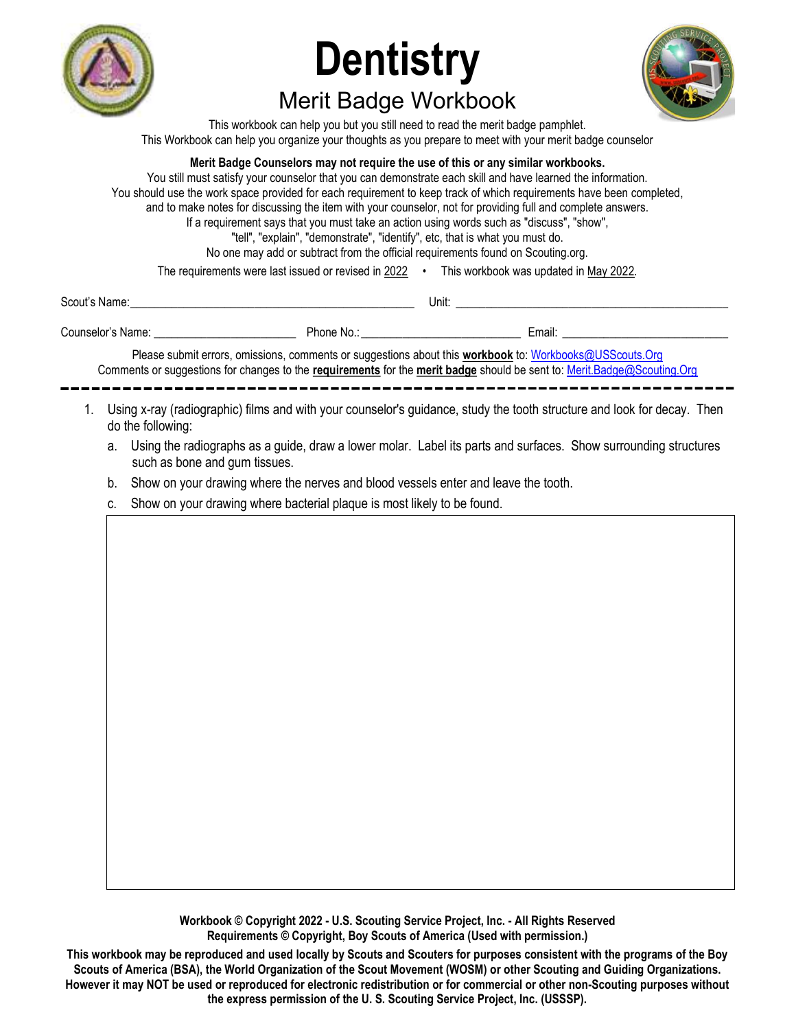# Dentistry

## Merit Badge Workbook

This workbook can help you but you still need to read the merit badge pamphlet.
This Workbook can help you organize your thoughts as you prepare to meet with your merit badge counselor

**Merit Badge Counselors may not require the use of this or any similar workbooks.**
You still must satisfy your counselor that you can demonstrate each skill and have learned the information.
You should use the work space provided for each requirement to keep track of which requirements have been completed, and to make notes for discussing the item with your counselor, not for providing full and complete answers.
If a requirement says that you must take an action using words such as "discuss", "show", "tell", "explain", "demonstrate", "identify", etc, that is what you must do.
No one may add or subtract from the official requirements found on Scouting.org.

The requirements were last issued or revised in 2022 • This workbook was updated in May 2022.

Scout's Name:_______________________________________________ Unit: _____________________________________________

Counselor's Name: ______________________ Phone No.:_________________________ Email: __________________________

Please submit errors, omissions, comments or suggestions about this **workbook** to: Workbooks@USScouts.Org
Comments or suggestions for changes to the **requirements** for the **merit badge** should be sent to: Merit.Badge@Scouting.Org

---

1. Using x-ray (radiographic) films and with your counselor's guidance, study the tooth structure and look for decay. Then do the following:
   a. Using the radiographs as a guide, draw a lower molar. Label its parts and surfaces. Show surrounding structures such as bone and gum tissues.
   b. Show on your drawing where the nerves and blood vessels enter and leave the tooth.
   c. Show on your drawing where bacterial plaque is most likely to be found.

**Workbook © Copyright 2022 - U.S. Scouting Service Project, Inc. - All Rights Reserved**
**Requirements © Copyright, Boy Scouts of America (Used with permission.)**

**This workbook may be reproduced and used locally by Scouts and Scouters for purposes consistent with the programs of the Boy Scouts of America (BSA), the World Organization of the Scout Movement (WOSM) or other Scouting and Guiding Organizations. However it may NOT be used or reproduced for electronic redistribution or for commercial or other non-Scouting purposes without the express permission of the U. S. Scouting Service Project, Inc. (USSSP).**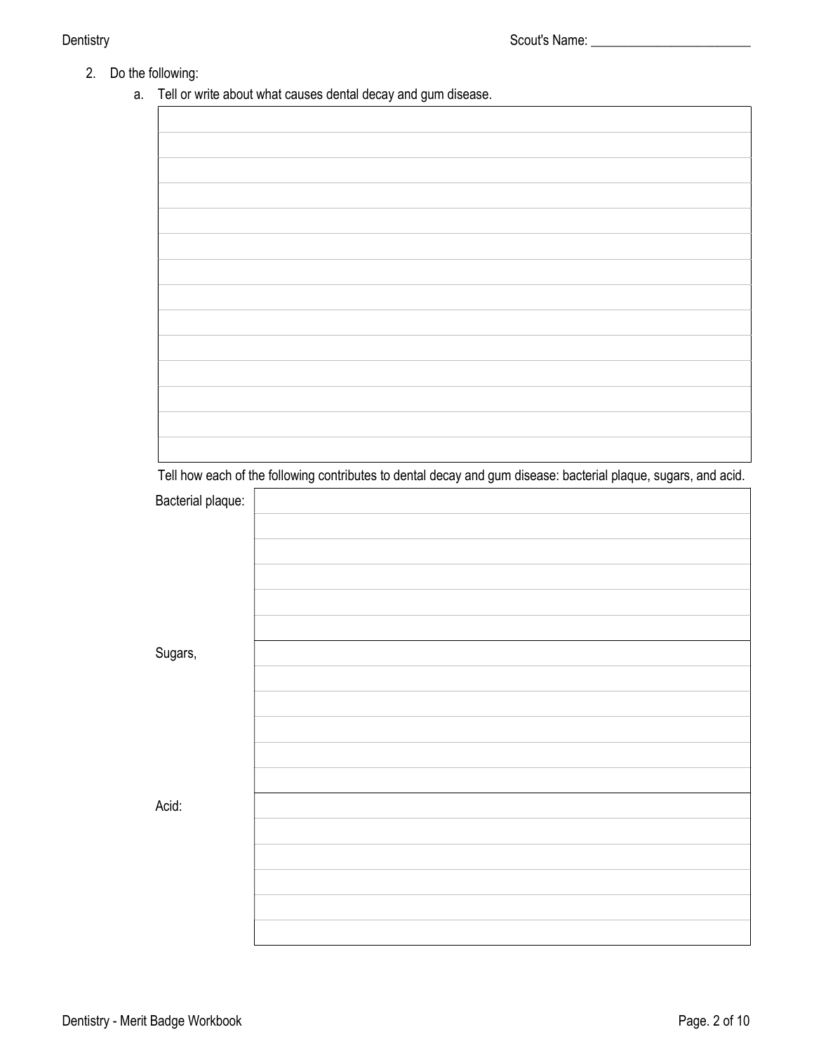Scout's Name: ________________________

2. Do the following:
   a. Tell or write about what causes dental decay and gum disease.

| |
|---|
| |
| |
| |
| |
| |
| |
| |
| |
| |
| |
| |
| |
| |

Tell how each of the following contributes to dental decay and gum disease: bacterial plaque, sugars, and acid.

| | |
|---|---|
| Bacterial plaque: | |
| Sugars, | |
| Acid: | |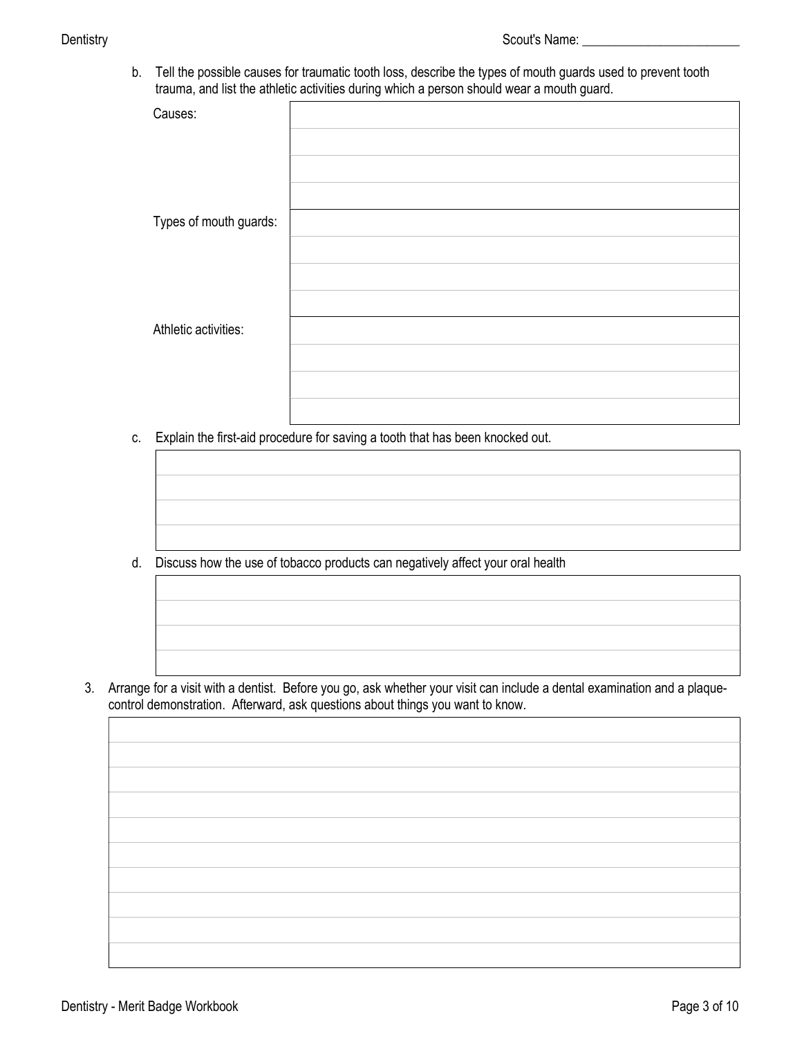Scout's Name: ________________________

b. Tell the possible causes for traumatic tooth loss, describe the types of mouth guards used to prevent tooth trauma, and list the athletic activities during which a person should wear a mouth guard.

| | |
|---|---|
| Causes: | |
| | |
| | |
| | |
| Types of mouth guards: | |
| | |
| | |
| | |
| Athletic activities: | |
| | |
| | |
| | |

c. Explain the first-aid procedure for saving a tooth that has been knocked out.

| |
|---|
| |
| |
| |
| |

d. Discuss how the use of tobacco products can negatively affect your oral health

| |
|---|
| |
| |
| |
| |

3. Arrange for a visit with a dentist. Before you go, ask whether your visit can include a dental examination and a plaque-control demonstration. Afterward, ask questions about things you want to know.

| |
|---|
| |
| |
| |
| |
| |
| |
| |
| |
| |
| |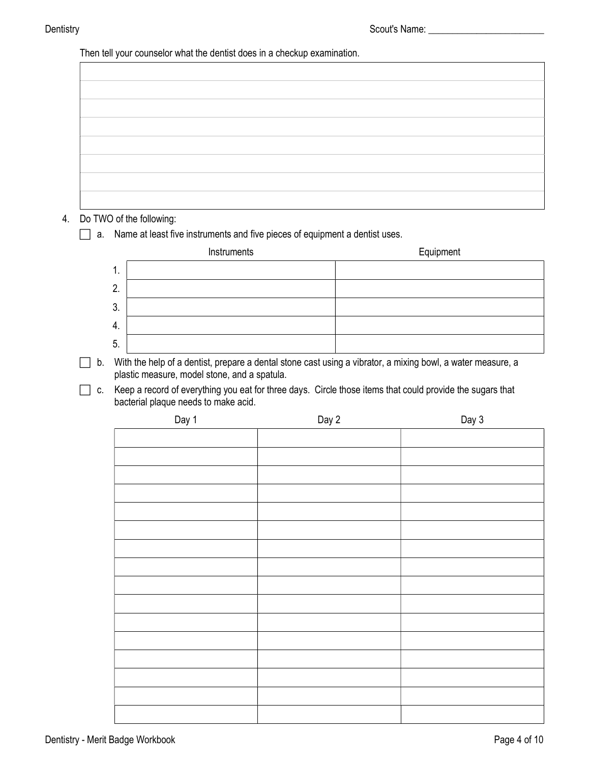Then tell your counselor what the dentist does in a checkup examination.

| |
|---|
| |
| |
| |
| |
| |
| |
| |
| |

4. Do TWO of the following:

   ☐ a. Name at least five instruments and five pieces of equipment a dentist uses.

| | Instruments | Equipment |
|---|---|---|
| 1. | | |
| 2. | | |
| 3. | | |
| 4. | | |
| 5. | | |

   ☐ b. With the help of a dentist, prepare a dental stone cast using a vibrator, a mixing bowl, a water measure, a plastic measure, model stone, and a spatula.

   ☐ c. Keep a record of everything you eat for three days. Circle those items that could provide the sugars that bacterial plaque needs to make acid.

| Day 1 | Day 2 | Day 3 |
|---|---|---|
| | | |
| | | |
| | | |
| | | |
| | | |
| | | |
| | | |
| | | |
| | | |
| | | |
| | | |
| | | |
| | | |
| | | |
| | | |
| | | |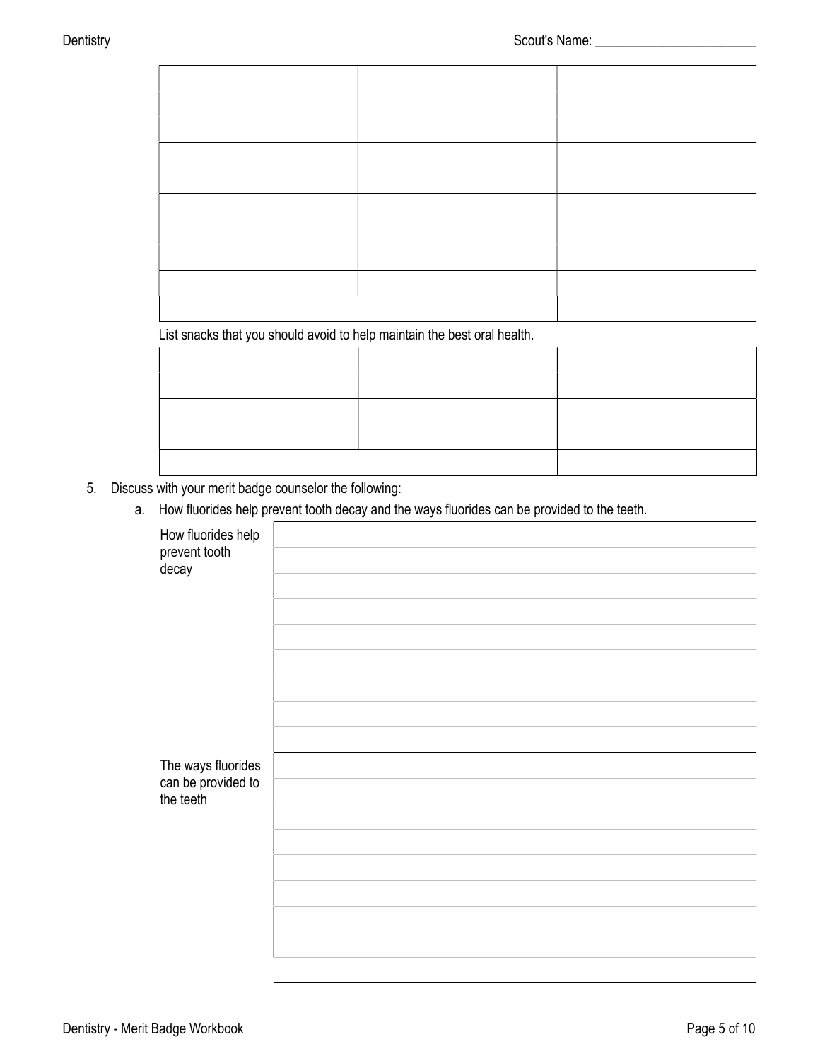| | | |
|---|---|---|
| | | |
| | | |
| | | |
| | | |
| | | |
| | | |
| | | |
| | | |
| | | |

List snacks that you should avoid to help maintain the best oral health.

| | | |
|---|---|---|
| | | |
| | | |
| | | |
| | | |

5. Discuss with your merit badge counselor the following:

   a. How fluorides help prevent tooth decay and the ways fluorides can be provided to the teeth.

| | |
|---|---|
| How fluorides help prevent tooth decay | |
| | |
| | |
| | |
| | |
| | |
| | |
| | |
| | |
| The ways fluorides can be provided to the teeth | |
| | |
| | |
| | |
| | |
| | |
| | |
| | |
| | |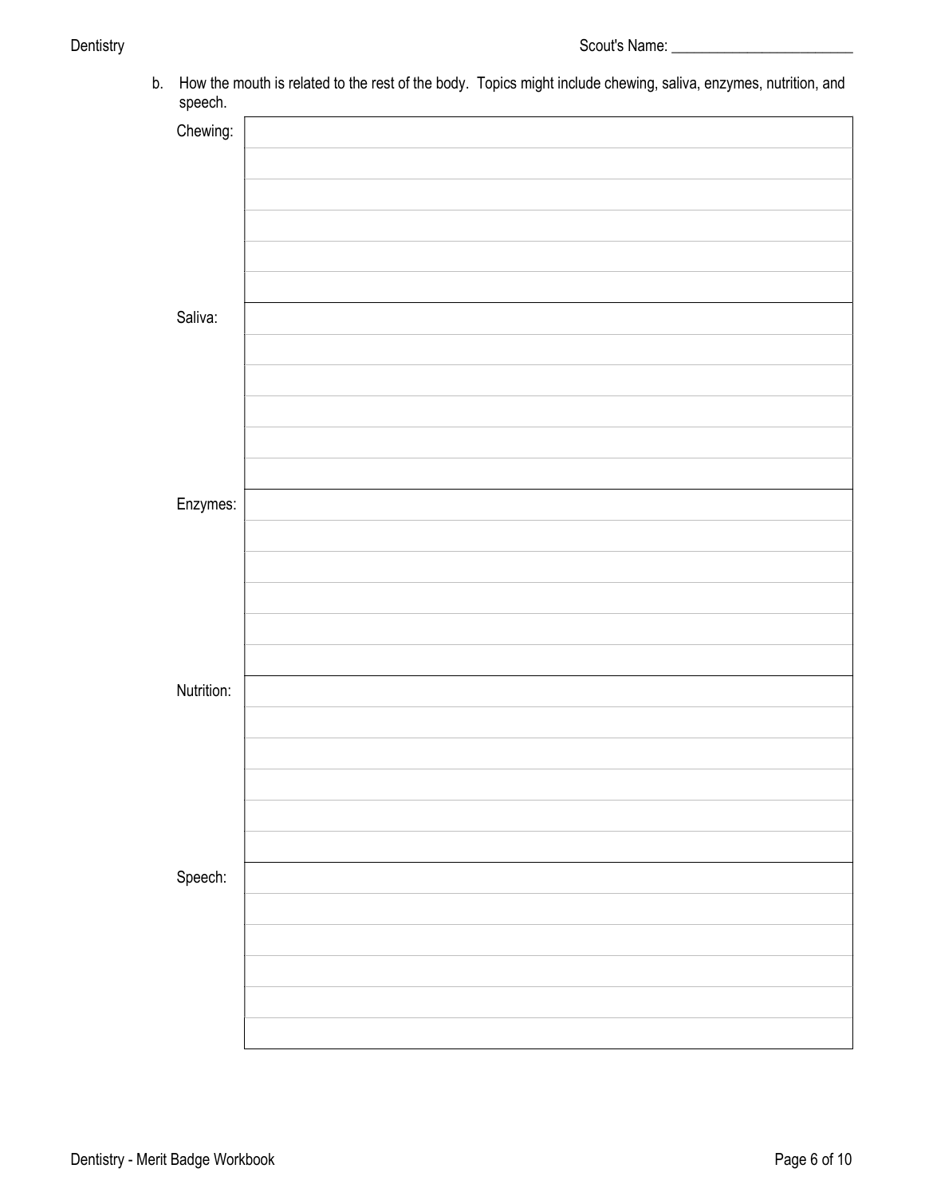Scout's Name: ________________________

b. How the mouth is related to the rest of the body. Topics might include chewing, saliva, enzymes, nutrition, and speech.

| | |
|---|---|
| Chewing: | |
| | |
| | |
| | |
| | |
| | |
| Saliva: | |
| | |
| | |
| | |
| | |
| | |
| Enzymes: | |
| | |
| | |
| | |
| | |
| | |
| Nutrition: | |
| | |
| | |
| | |
| | |
| | |
| Speech: | |
| | |
| | |
| | |
| | |
| | |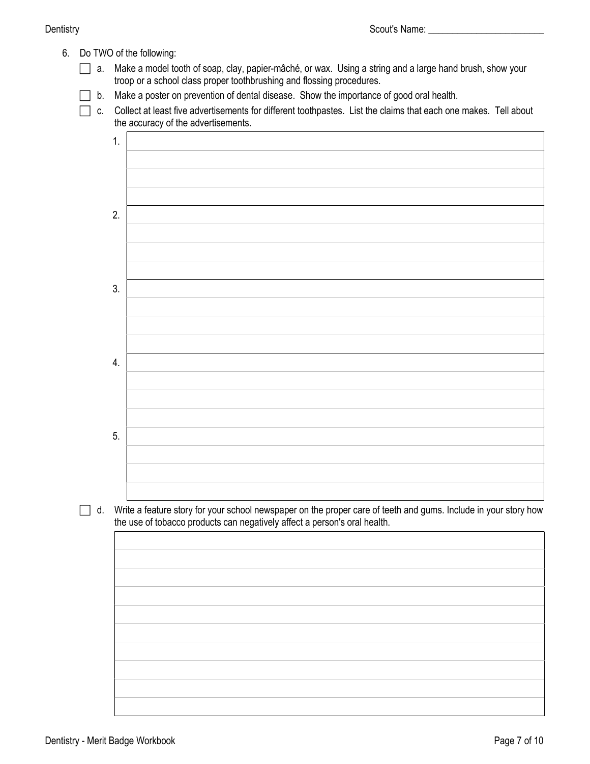Scout's Name: ________________________

6. Do TWO of the following:

   - [ ] a. Make a model tooth of soap, clay, papier-mâché, or wax. Using a string and a large hand brush, show your troop or a school class proper toothbrushing and flossing procedures.
   - [ ] b. Make a poster on prevention of dental disease. Show the importance of good oral health.
   - [ ] c. Collect at least five advertisements for different toothpastes. List the claims that each one makes. Tell about the accuracy of the advertisements.

     1. 
     2. 
     3. 
     4. 
     5. 

   - [ ] d. Write a feature story for your school newspaper on the proper care of teeth and gums. Include in your story how the use of tobacco products can negatively affect a person's oral health.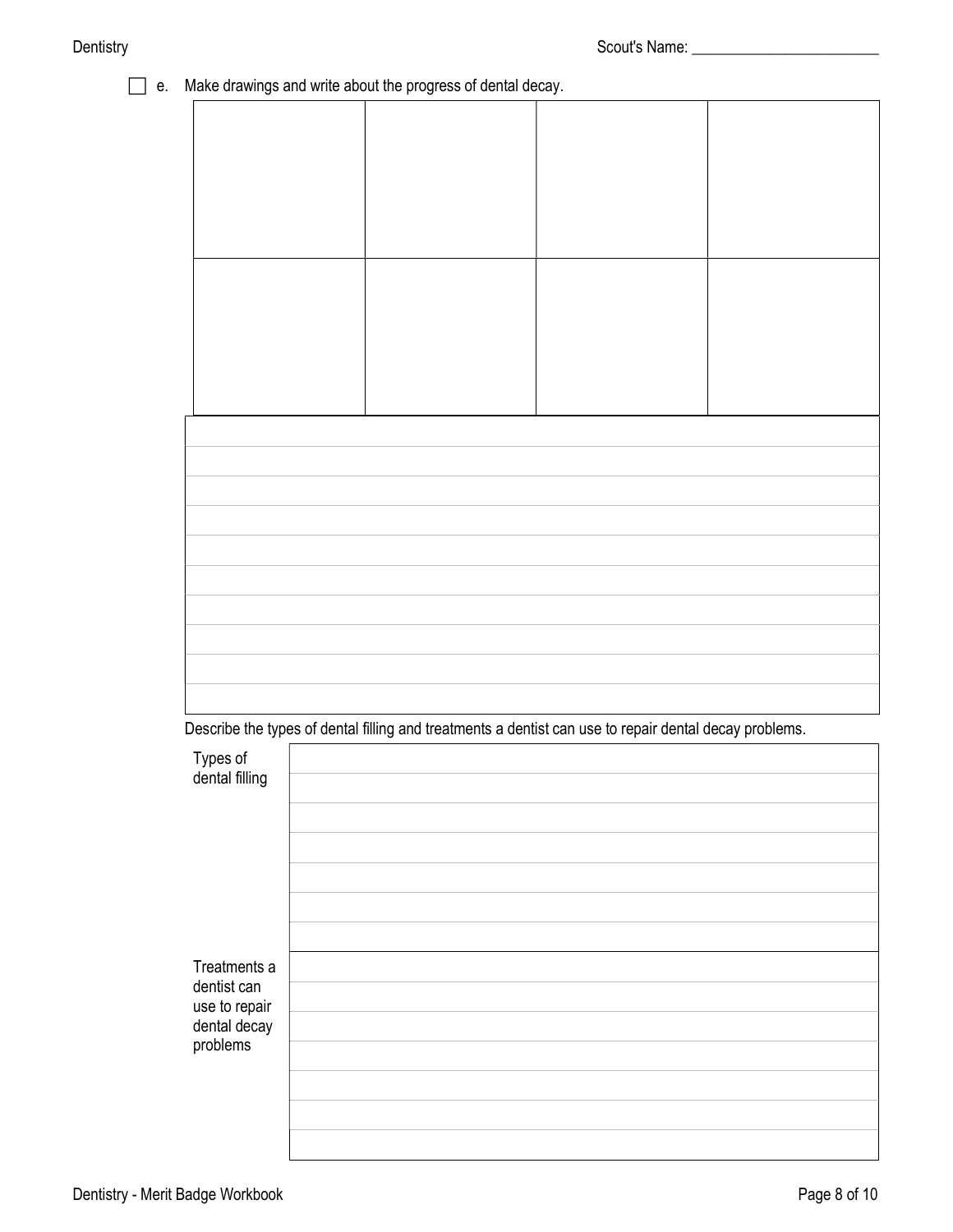- [ ] e. Make drawings and write about the progress of dental decay.

| | | | |
|---|---|---|---|
| | | | |
| | | | |

Describe the types of dental filling and treatments a dentist can use to repair dental decay problems.

| | |
|---|---|
| Types of dental filling | |
| Treatments a dentist can use to repair dental decay problems | |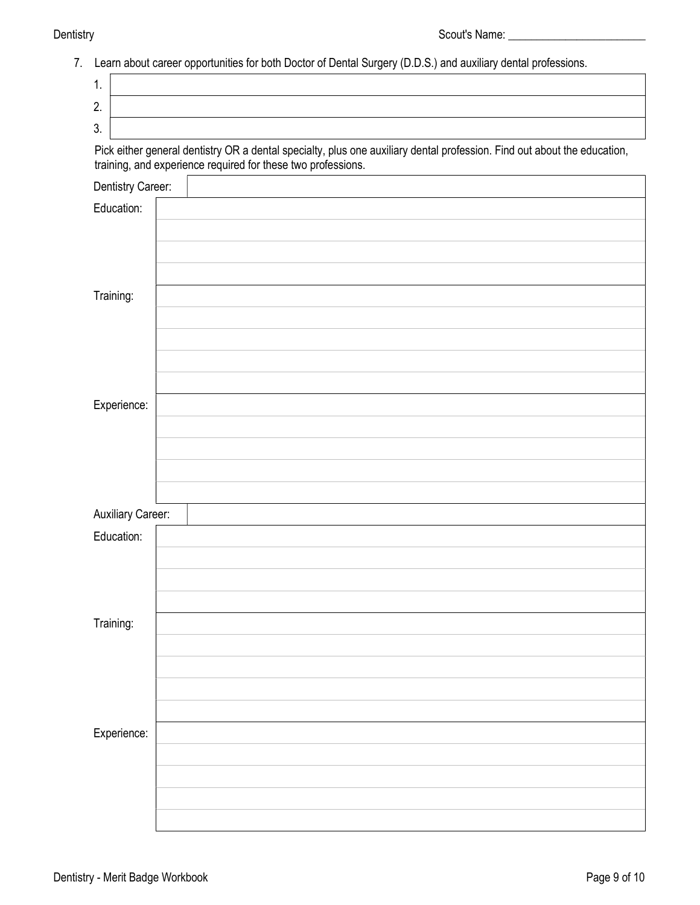Scout's Name: ________________________

7. Learn about career opportunities for both Doctor of Dental Surgery (D.D.S.) and auxiliary dental professions.

| | |
|---|---|
| 1. | |
| 2. | |
| 3. | |

Pick either general dentistry OR a dental specialty, plus one auxiliary dental profession. Find out about the education, training, and experience required for these two professions.

| | |
|---|---|
| Dentistry Career: | |
| Education: | |
| | |
| | |
| | |
| Training: | |
| | |
| | |
| | |
| | |
| Experience: | |
| | |
| | |
| | |
| | |

| | |
|---|---|
| Auxiliary Career: | |
| Education: | |
| | |
| | |
| | |
| Training: | |
| | |
| | |
| | |
| | |
| Experience: | |
| | |
| | |
| | |
| | |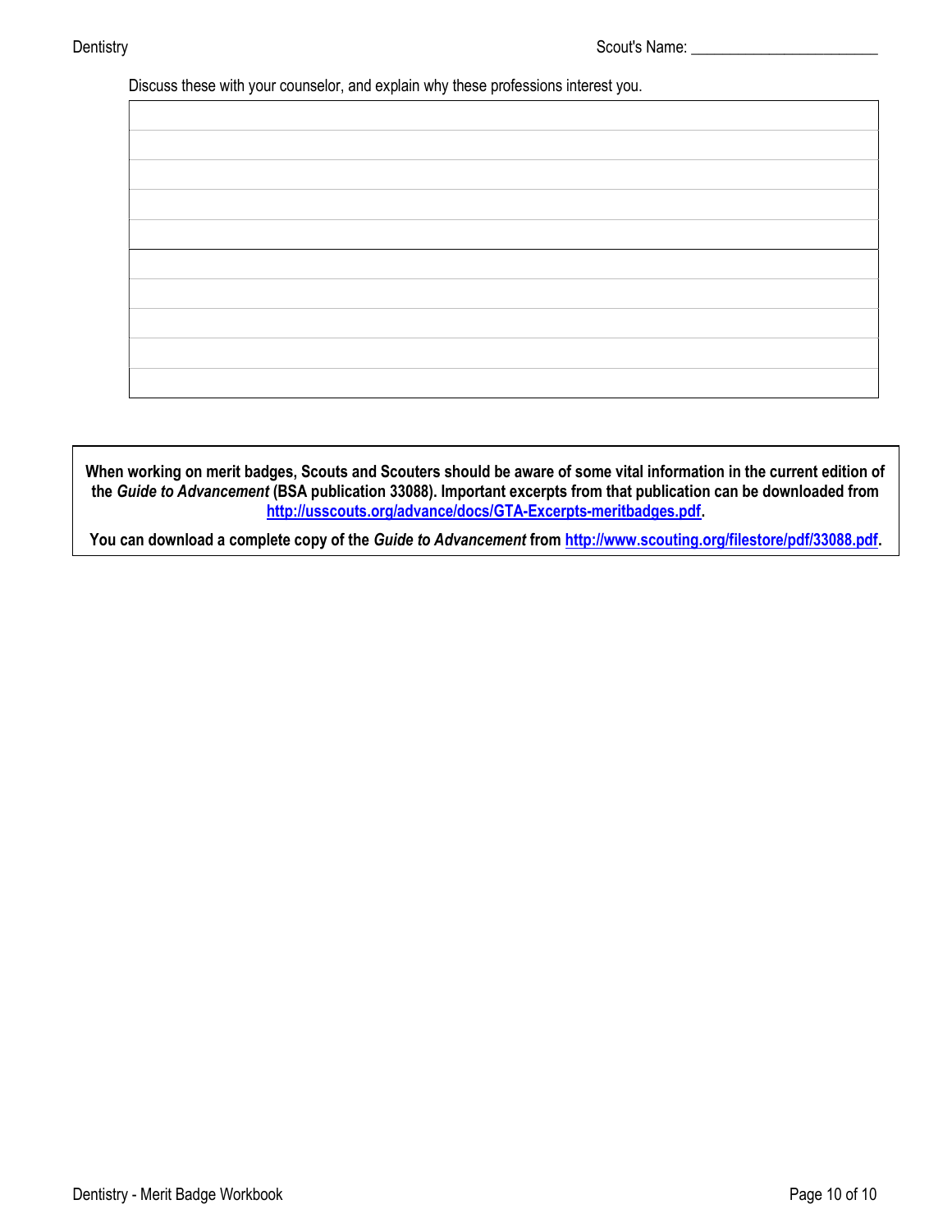Discuss these with your counselor, and explain why these professions interest you.

| |
|---|
| |
| |
| |
| |
| |
| |
| |
| |
| |
| |

**When working on merit badges, Scouts and Scouters should be aware of some vital information in the current edition of the *Guide to Advancement* (BSA publication 33088). Important excerpts from that publication can be downloaded from http://usscouts.org/advance/docs/GTA-Excerpts-meritbadges.pdf.**

**You can download a complete copy of the *Guide to Advancement* from http://www.scouting.org/filestore/pdf/33088.pdf.**